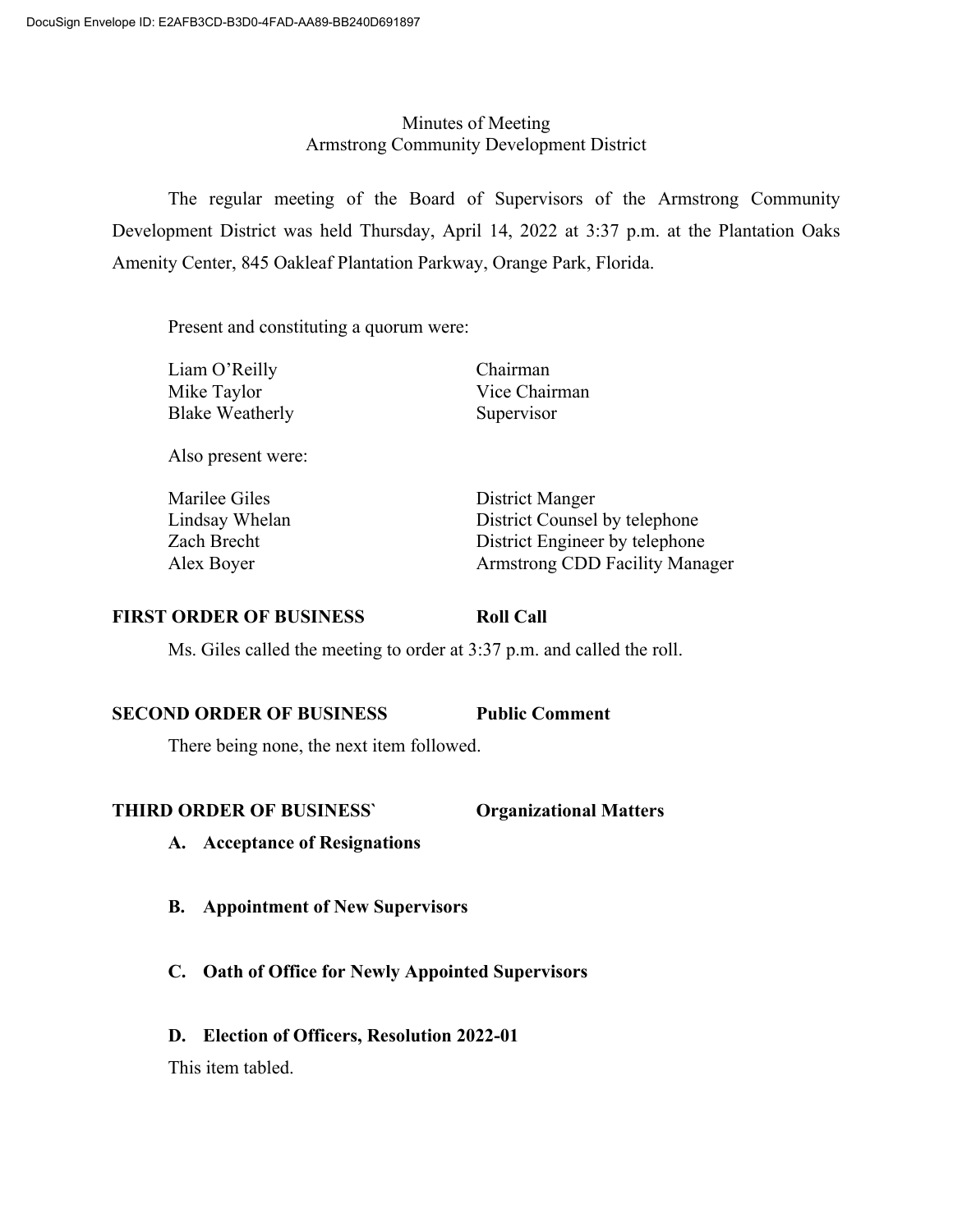DocuSign Envelope ID: E2AFB3CD-B3D0-4FAD-AA89-BB240D691897

Minutes of Meeting
Armstrong Community Development District

The regular meeting of the Board of Supervisors of the Armstrong Community Development District was held Thursday, April 14, 2022 at 3:37 p.m. at the Plantation Oaks Amenity Center, 845 Oakleaf Plantation Parkway, Orange Park, Florida.

Present and constituting a quorum were:

| | |
|---|---|
| Liam O'Reilly | Chairman |
| Mike Taylor | Vice Chairman |
| Blake Weatherly | Supervisor |

Also present were:

| | |
|---|---|
| Marilee Giles | District Manger |
| Lindsay Whelan | District Counsel by telephone |
| Zach Brecht | District Engineer by telephone |
| Alex Boyer | Armstrong CDD Facility Manager |

**FIRST ORDER OF BUSINESS** **Roll Call**

Ms. Giles called the meeting to order at 3:37 p.m. and called the roll.

**SECOND ORDER OF BUSINESS** **Public Comment**

There being none, the next item followed.

**THIRD ORDER OF BUSINESS`** **Organizational Matters**

**A. Acceptance of Resignations**

**B. Appointment of New Supervisors**

**C. Oath of Office for Newly Appointed Supervisors**

**D. Election of Officers, Resolution 2022-01**

This item tabled.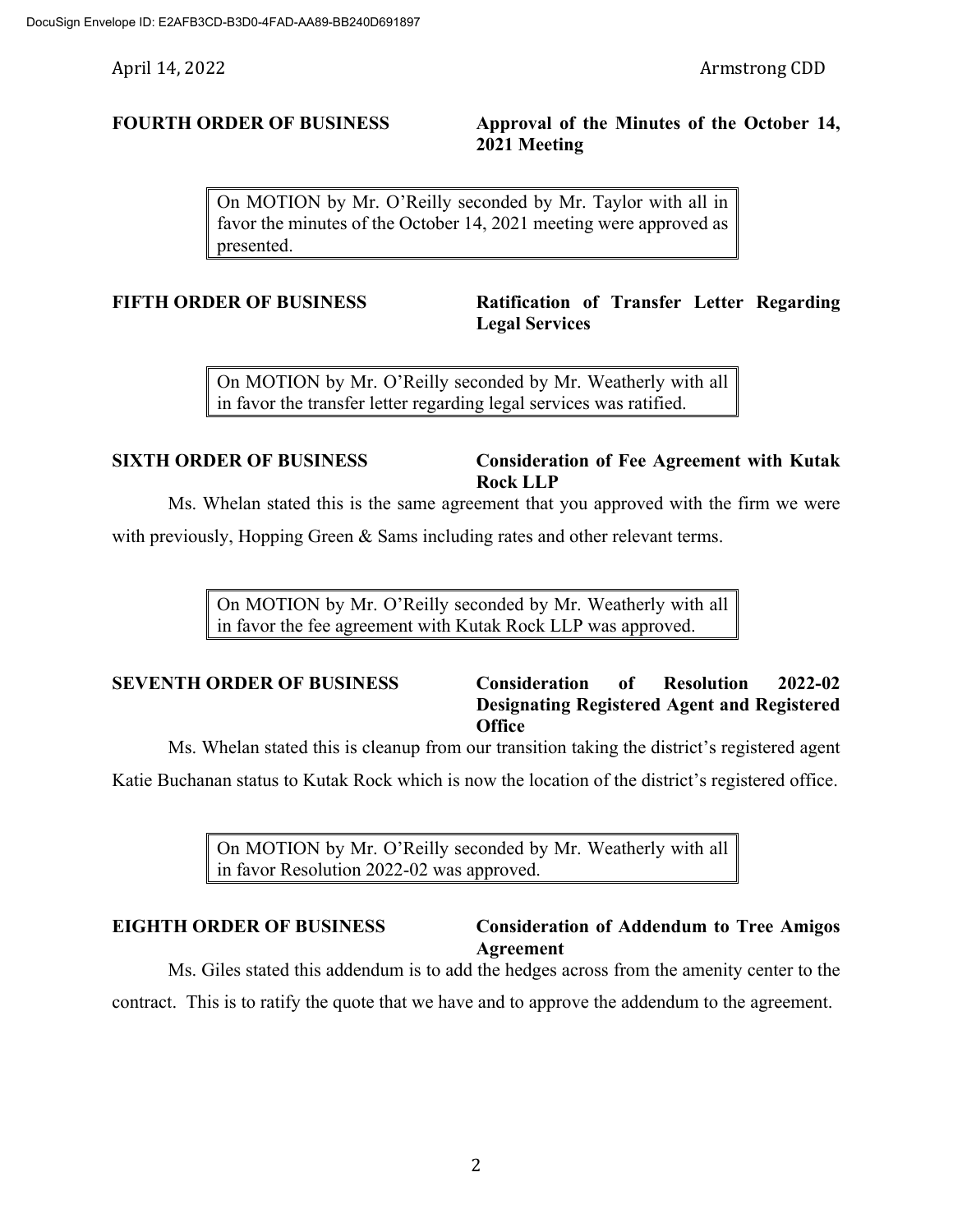**FOURTH ORDER OF BUSINESS** **Approval of the Minutes of the October 14, 2021 Meeting**

> On MOTION by Mr. O'Reilly seconded by Mr. Taylor with all in favor the minutes of the October 14, 2021 meeting were approved as presented.

**FIFTH ORDER OF BUSINESS** **Ratification of Transfer Letter Regarding Legal Services**

> On MOTION by Mr. O'Reilly seconded by Mr. Weatherly with all in favor the transfer letter regarding legal services was ratified.

**SIXTH ORDER OF BUSINESS** **Consideration of Fee Agreement with Kutak Rock LLP**

Ms. Whelan stated this is the same agreement that you approved with the firm we were with previously, Hopping Green & Sams including rates and other relevant terms.

> On MOTION by Mr. O'Reilly seconded by Mr. Weatherly with all in favor the fee agreement with Kutak Rock LLP was approved.

**SEVENTH ORDER OF BUSINESS** **Consideration of Resolution 2022-02 Designating Registered Agent and Registered Office**

Ms. Whelan stated this is cleanup from our transition taking the district's registered agent Katie Buchanan status to Kutak Rock which is now the location of the district's registered office.

> On MOTION by Mr. O'Reilly seconded by Mr. Weatherly with all in favor Resolution 2022-02 was approved.

**EIGHTH ORDER OF BUSINESS** **Consideration of Addendum to Tree Amigos Agreement**

Ms. Giles stated this addendum is to add the hedges across from the amenity center to the contract. This is to ratify the quote that we have and to approve the addendum to the agreement.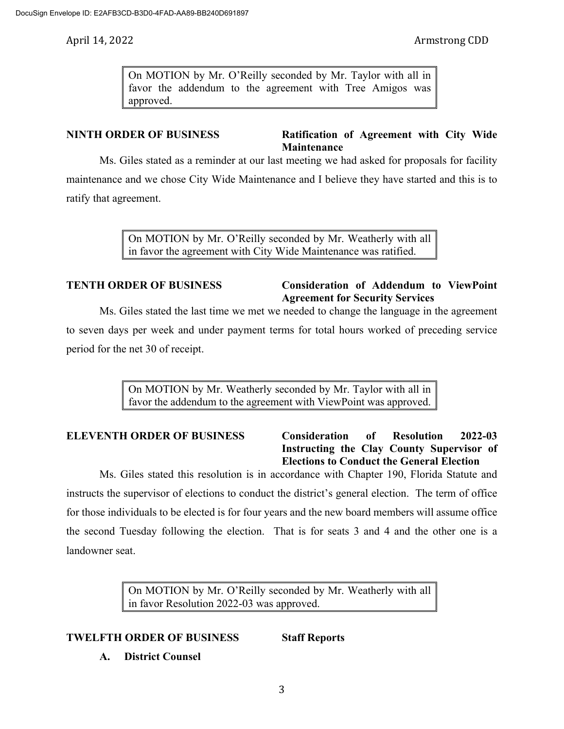> On MOTION by Mr. O'Reilly seconded by Mr. Taylor with all in favor the addendum to the agreement with Tree Amigos was approved.

**NINTH ORDER OF BUSINESS** **Ratification of Agreement with City Wide Maintenance**

Ms. Giles stated as a reminder at our last meeting we had asked for proposals for facility maintenance and we chose City Wide Maintenance and I believe they have started and this is to ratify that agreement.

> On MOTION by Mr. O'Reilly seconded by Mr. Weatherly with all in favor the agreement with City Wide Maintenance was ratified.

**TENTH ORDER OF BUSINESS** **Consideration of Addendum to ViewPoint Agreement for Security Services**

Ms. Giles stated the last time we met we needed to change the language in the agreement to seven days per week and under payment terms for total hours worked of preceding service period for the net 30 of receipt.

> On MOTION by Mr. Weatherly seconded by Mr. Taylor with all in favor the addendum to the agreement with ViewPoint was approved.

**ELEVENTH ORDER OF BUSINESS** **Consideration of Resolution 2022-03 Instructing the Clay County Supervisor of Elections to Conduct the General Election**

Ms. Giles stated this resolution is in accordance with Chapter 190, Florida Statute and instructs the supervisor of elections to conduct the district's general election. The term of office for those individuals to be elected is for four years and the new board members will assume office the second Tuesday following the election. That is for seats 3 and 4 and the other one is a landowner seat.

> On MOTION by Mr. O'Reilly seconded by Mr. Weatherly with all in favor Resolution 2022-03 was approved.

**TWELFTH ORDER OF BUSINESS** **Staff Reports**

**A. District Counsel**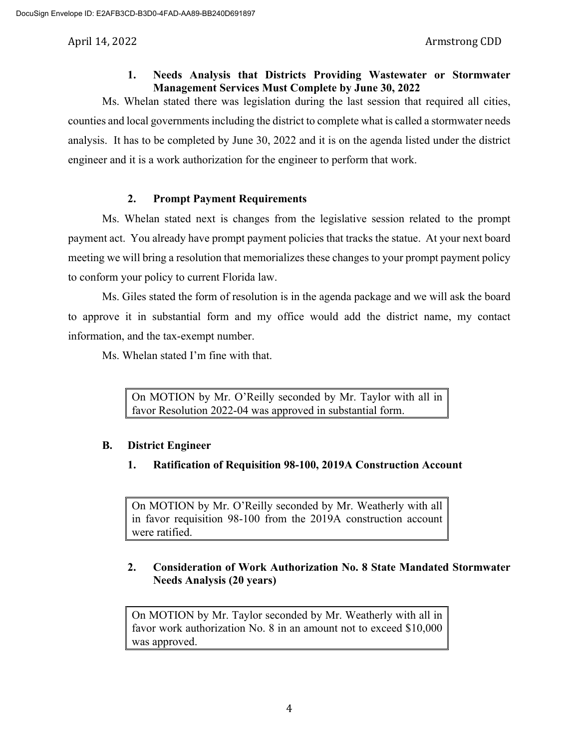### 1. Needs Analysis that Districts Providing Wastewater or Stormwater Management Services Must Complete by June 30, 2022

Ms. Whelan stated there was legislation during the last session that required all cities, counties and local governments including the district to complete what is called a stormwater needs analysis. It has to be completed by June 30, 2022 and it is on the agenda listed under the district engineer and it is a work authorization for the engineer to perform that work.

### 2. Prompt Payment Requirements

Ms. Whelan stated next is changes from the legislative session related to the prompt payment act. You already have prompt payment policies that tracks the statue. At your next board meeting we will bring a resolution that memorializes these changes to your prompt payment policy to conform your policy to current Florida law.

Ms. Giles stated the form of resolution is in the agenda package and we will ask the board to approve it in substantial form and my office would add the district name, my contact information, and the tax-exempt number.

Ms. Whelan stated I'm fine with that.

> On MOTION by Mr. O'Reilly seconded by Mr. Taylor with all in favor Resolution 2022-04 was approved in substantial form.

## B. District Engineer

### 1. Ratification of Requisition 98-100, 2019A Construction Account

> On MOTION by Mr. O'Reilly seconded by Mr. Weatherly with all in favor requisition 98-100 from the 2019A construction account were ratified.

### 2. Consideration of Work Authorization No. 8 State Mandated Stormwater Needs Analysis (20 years)

> On MOTION by Mr. Taylor seconded by Mr. Weatherly with all in favor work authorization No. 8 in an amount not to exceed $10,000 was approved.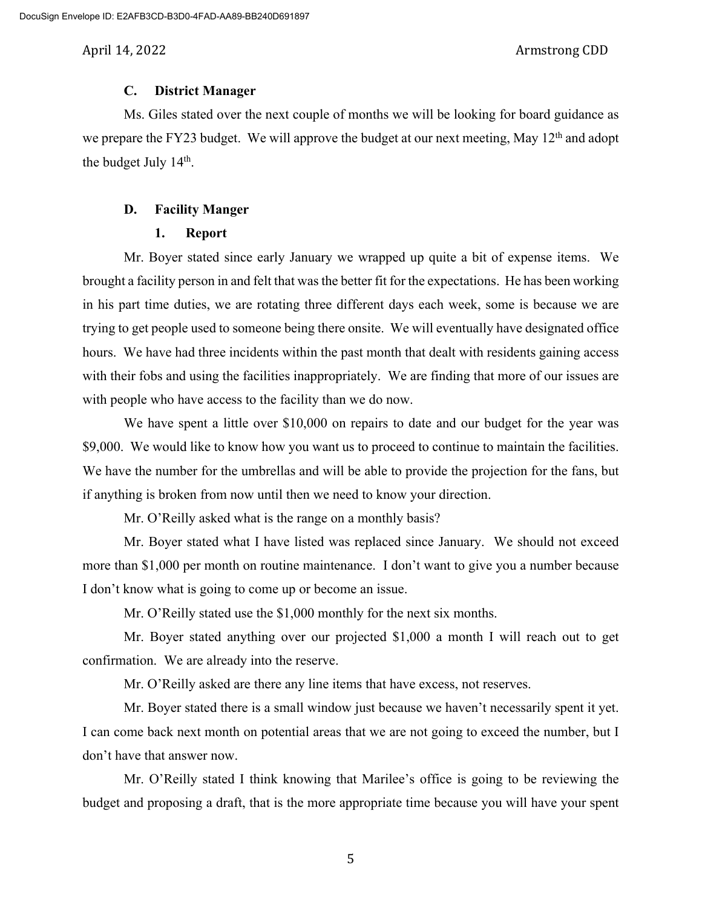### C. District Manager

Ms. Giles stated over the next couple of months we will be looking for board guidance as we prepare the FY23 budget. We will approve the budget at our next meeting, May 12th and adopt the budget July 14th.

### D. Facility Manger

#### 1. Report

Mr. Boyer stated since early January we wrapped up quite a bit of expense items. We brought a facility person in and felt that was the better fit for the expectations. He has been working in his part time duties, we are rotating three different days each week, some is because we are trying to get people used to someone being there onsite. We will eventually have designated office hours. We have had three incidents within the past month that dealt with residents gaining access with their fobs and using the facilities inappropriately. We are finding that more of our issues are with people who have access to the facility than we do now.

We have spent a little over $10,000 on repairs to date and our budget for the year was $9,000. We would like to know how you want us to proceed to continue to maintain the facilities. We have the number for the umbrellas and will be able to provide the projection for the fans, but if anything is broken from now until then we need to know your direction.

Mr. O'Reilly asked what is the range on a monthly basis?

Mr. Boyer stated what I have listed was replaced since January. We should not exceed more than $1,000 per month on routine maintenance. I don't want to give you a number because I don't know what is going to come up or become an issue.

Mr. O'Reilly stated use the $1,000 monthly for the next six months.

Mr. Boyer stated anything over our projected $1,000 a month I will reach out to get confirmation. We are already into the reserve.

Mr. O'Reilly asked are there any line items that have excess, not reserves.

Mr. Boyer stated there is a small window just because we haven't necessarily spent it yet. I can come back next month on potential areas that we are not going to exceed the number, but I don't have that answer now.

Mr. O'Reilly stated I think knowing that Marilee's office is going to be reviewing the budget and proposing a draft, that is the more appropriate time because you will have your spent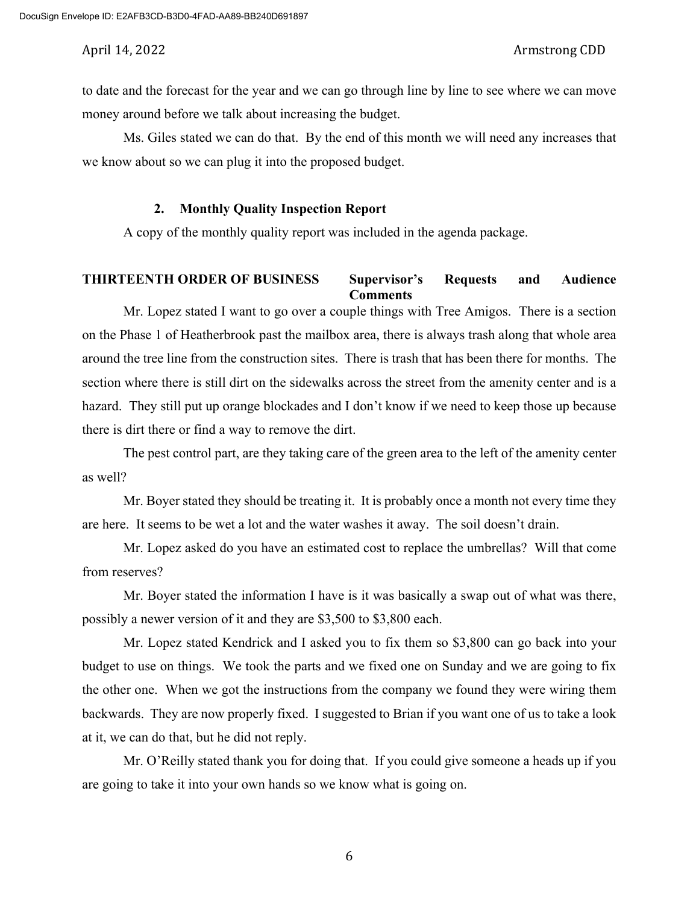to date and the forecast for the year and we can go through line by line to see where we can move money around before we talk about increasing the budget.

Ms. Giles stated we can do that. By the end of this month we will need any increases that we know about so we can plug it into the proposed budget.

### 2. Monthly Quality Inspection Report

A copy of the monthly quality report was included in the agenda package.

## THIRTEENTH ORDER OF BUSINESS — Supervisor's Requests and Audience Comments

Mr. Lopez stated I want to go over a couple things with Tree Amigos. There is a section on the Phase 1 of Heatherbrook past the mailbox area, there is always trash along that whole area around the tree line from the construction sites. There is trash that has been there for months. The section where there is still dirt on the sidewalks across the street from the amenity center and is a hazard. They still put up orange blockades and I don't know if we need to keep those up because there is dirt there or find a way to remove the dirt.

The pest control part, are they taking care of the green area to the left of the amenity center as well?

Mr. Boyer stated they should be treating it. It is probably once a month not every time they are here. It seems to be wet a lot and the water washes it away. The soil doesn't drain.

Mr. Lopez asked do you have an estimated cost to replace the umbrellas? Will that come from reserves?

Mr. Boyer stated the information I have is it was basically a swap out of what was there, possibly a newer version of it and they are $3,500 to $3,800 each.

Mr. Lopez stated Kendrick and I asked you to fix them so $3,800 can go back into your budget to use on things. We took the parts and we fixed one on Sunday and we are going to fix the other one. When we got the instructions from the company we found they were wiring them backwards. They are now properly fixed. I suggested to Brian if you want one of us to take a look at it, we can do that, but he did not reply.

Mr. O'Reilly stated thank you for doing that. If you could give someone a heads up if you are going to take it into your own hands so we know what is going on.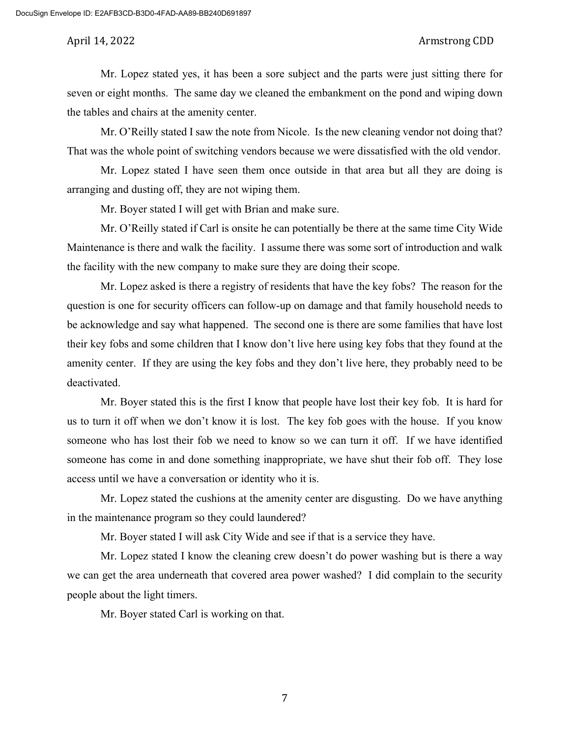Mr. Lopez stated yes, it has been a sore subject and the parts were just sitting there for seven or eight months. The same day we cleaned the embankment on the pond and wiping down the tables and chairs at the amenity center.

Mr. O'Reilly stated I saw the note from Nicole. Is the new cleaning vendor not doing that? That was the whole point of switching vendors because we were dissatisfied with the old vendor.

Mr. Lopez stated I have seen them once outside in that area but all they are doing is arranging and dusting off, they are not wiping them.

Mr. Boyer stated I will get with Brian and make sure.

Mr. O'Reilly stated if Carl is onsite he can potentially be there at the same time City Wide Maintenance is there and walk the facility. I assume there was some sort of introduction and walk the facility with the new company to make sure they are doing their scope.

Mr. Lopez asked is there a registry of residents that have the key fobs? The reason for the question is one for security officers can follow-up on damage and that family household needs to be acknowledge and say what happened. The second one is there are some families that have lost their key fobs and some children that I know don't live here using key fobs that they found at the amenity center. If they are using the key fobs and they don't live here, they probably need to be deactivated.

Mr. Boyer stated this is the first I know that people have lost their key fob. It is hard for us to turn it off when we don't know it is lost. The key fob goes with the house. If you know someone who has lost their fob we need to know so we can turn it off. If we have identified someone has come in and done something inappropriate, we have shut their fob off. They lose access until we have a conversation or identity who it is.

Mr. Lopez stated the cushions at the amenity center are disgusting. Do we have anything in the maintenance program so they could laundered?

Mr. Boyer stated I will ask City Wide and see if that is a service they have.

Mr. Lopez stated I know the cleaning crew doesn't do power washing but is there a way we can get the area underneath that covered area power washed? I did complain to the security people about the light timers.

Mr. Boyer stated Carl is working on that.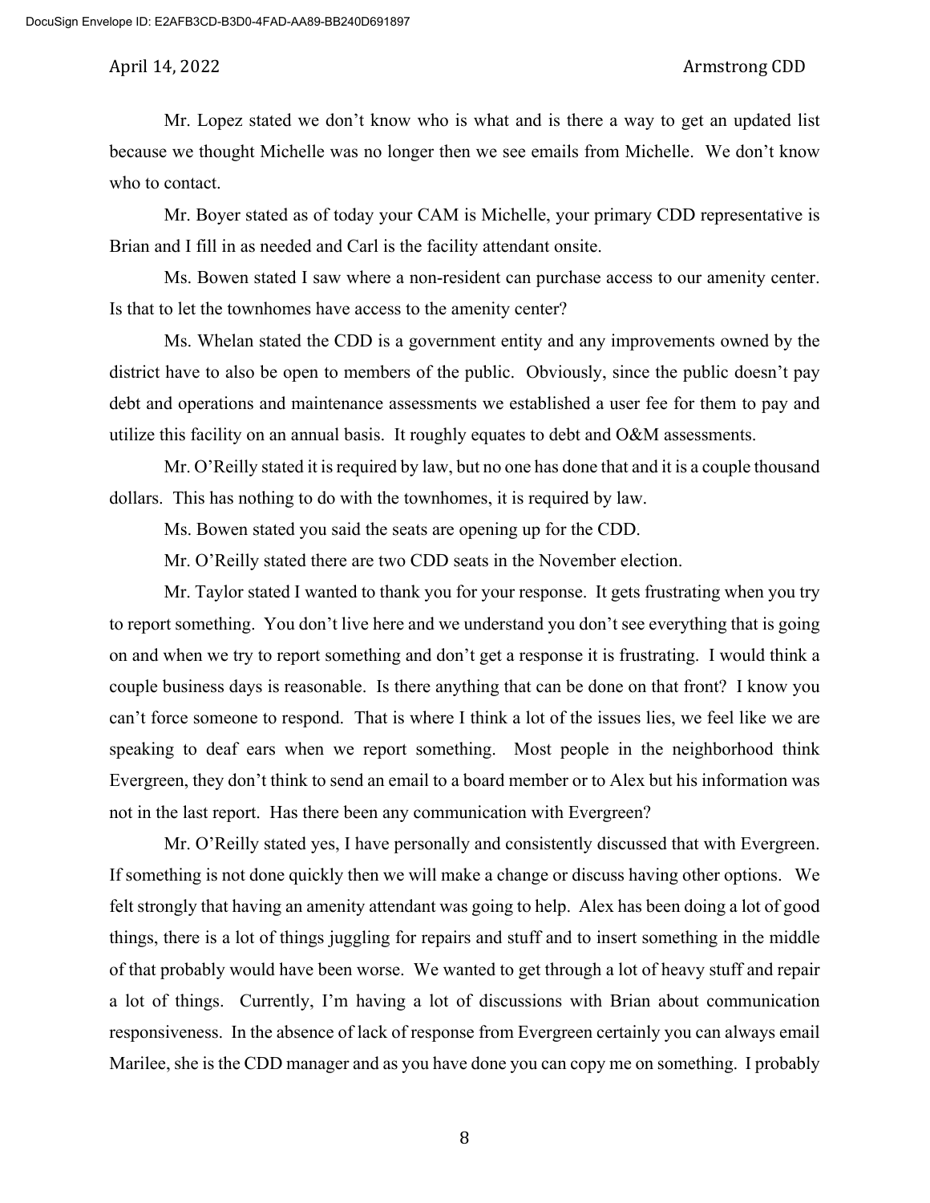Mr. Lopez stated we don't know who is what and is there a way to get an updated list because we thought Michelle was no longer then we see emails from Michelle. We don't know who to contact.

Mr. Boyer stated as of today your CAM is Michelle, your primary CDD representative is Brian and I fill in as needed and Carl is the facility attendant onsite.

Ms. Bowen stated I saw where a non-resident can purchase access to our amenity center. Is that to let the townhomes have access to the amenity center?

Ms. Whelan stated the CDD is a government entity and any improvements owned by the district have to also be open to members of the public. Obviously, since the public doesn't pay debt and operations and maintenance assessments we established a user fee for them to pay and utilize this facility on an annual basis. It roughly equates to debt and O&M assessments.

Mr. O'Reilly stated it is required by law, but no one has done that and it is a couple thousand dollars. This has nothing to do with the townhomes, it is required by law.

Ms. Bowen stated you said the seats are opening up for the CDD.

Mr. O'Reilly stated there are two CDD seats in the November election.

Mr. Taylor stated I wanted to thank you for your response. It gets frustrating when you try to report something. You don't live here and we understand you don't see everything that is going on and when we try to report something and don't get a response it is frustrating. I would think a couple business days is reasonable. Is there anything that can be done on that front? I know you can't force someone to respond. That is where I think a lot of the issues lies, we feel like we are speaking to deaf ears when we report something. Most people in the neighborhood think Evergreen, they don't think to send an email to a board member or to Alex but his information was not in the last report. Has there been any communication with Evergreen?

Mr. O'Reilly stated yes, I have personally and consistently discussed that with Evergreen. If something is not done quickly then we will make a change or discuss having other options. We felt strongly that having an amenity attendant was going to help. Alex has been doing a lot of good things, there is a lot of things juggling for repairs and stuff and to insert something in the middle of that probably would have been worse. We wanted to get through a lot of heavy stuff and repair a lot of things. Currently, I'm having a lot of discussions with Brian about communication responsiveness. In the absence of lack of response from Evergreen certainly you can always email Marilee, she is the CDD manager and as you have done you can copy me on something. I probably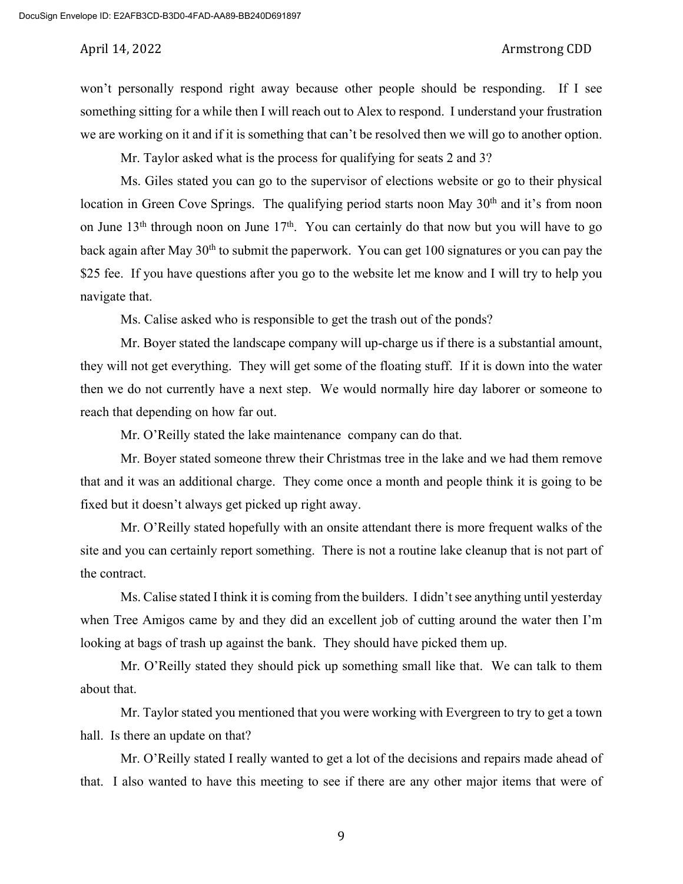won't personally respond right away because other people should be responding. If I see something sitting for a while then I will reach out to Alex to respond. I understand your frustration we are working on it and if it is something that can't be resolved then we will go to another option.

Mr. Taylor asked what is the process for qualifying for seats 2 and 3?

Ms. Giles stated you can go to the supervisor of elections website or go to their physical location in Green Cove Springs. The qualifying period starts noon May 30th and it's from noon on June 13th through noon on June 17th. You can certainly do that now but you will have to go back again after May 30th to submit the paperwork. You can get 100 signatures or you can pay the $25 fee. If you have questions after you go to the website let me know and I will try to help you navigate that.

Ms. Calise asked who is responsible to get the trash out of the ponds?

Mr. Boyer stated the landscape company will up-charge us if there is a substantial amount, they will not get everything. They will get some of the floating stuff. If it is down into the water then we do not currently have a next step. We would normally hire day laborer or someone to reach that depending on how far out.

Mr. O'Reilly stated the lake maintenance company can do that.

Mr. Boyer stated someone threw their Christmas tree in the lake and we had them remove that and it was an additional charge. They come once a month and people think it is going to be fixed but it doesn't always get picked up right away.

Mr. O'Reilly stated hopefully with an onsite attendant there is more frequent walks of the site and you can certainly report something. There is not a routine lake cleanup that is not part of the contract.

Ms. Calise stated I think it is coming from the builders. I didn't see anything until yesterday when Tree Amigos came by and they did an excellent job of cutting around the water then I'm looking at bags of trash up against the bank. They should have picked them up.

Mr. O'Reilly stated they should pick up something small like that. We can talk to them about that.

Mr. Taylor stated you mentioned that you were working with Evergreen to try to get a town hall. Is there an update on that?

Mr. O'Reilly stated I really wanted to get a lot of the decisions and repairs made ahead of that. I also wanted to have this meeting to see if there are any other major items that were of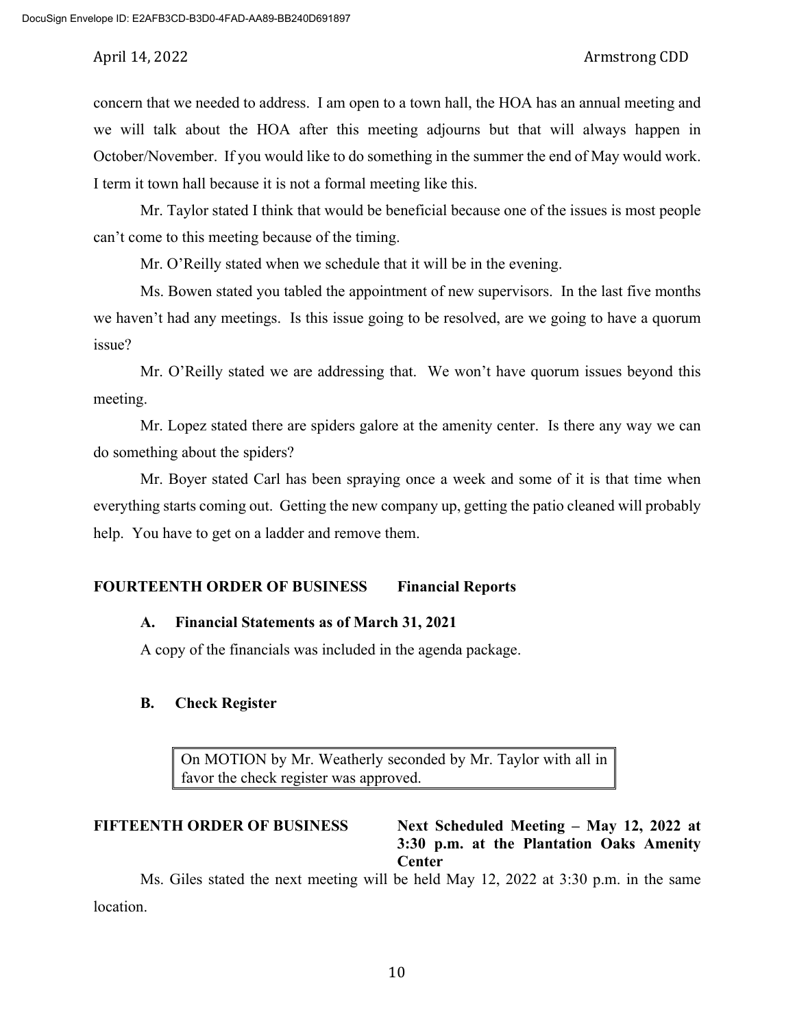concern that we needed to address. I am open to a town hall, the HOA has an annual meeting and we will talk about the HOA after this meeting adjourns but that will always happen in October/November. If you would like to do something in the summer the end of May would work. I term it town hall because it is not a formal meeting like this.

Mr. Taylor stated I think that would be beneficial because one of the issues is most people can't come to this meeting because of the timing.

Mr. O'Reilly stated when we schedule that it will be in the evening.

Ms. Bowen stated you tabled the appointment of new supervisors. In the last five months we haven't had any meetings. Is this issue going to be resolved, are we going to have a quorum issue?

Mr. O'Reilly stated we are addressing that. We won't have quorum issues beyond this meeting.

Mr. Lopez stated there are spiders galore at the amenity center. Is there any way we can do something about the spiders?

Mr. Boyer stated Carl has been spraying once a week and some of it is that time when everything starts coming out. Getting the new company up, getting the patio cleaned will probably help. You have to get on a ladder and remove them.

**FOURTEENTH ORDER OF BUSINESS Financial Reports**

**A. Financial Statements as of March 31, 2021**

A copy of the financials was included in the agenda package.

**B. Check Register**

> On MOTION by Mr. Weatherly seconded by Mr. Taylor with all in favor the check register was approved.

**FIFTEENTH ORDER OF BUSINESS Next Scheduled Meeting – May 12, 2022 at 3:30 p.m. at the Plantation Oaks Amenity Center**

Ms. Giles stated the next meeting will be held May 12, 2022 at 3:30 p.m. in the same location.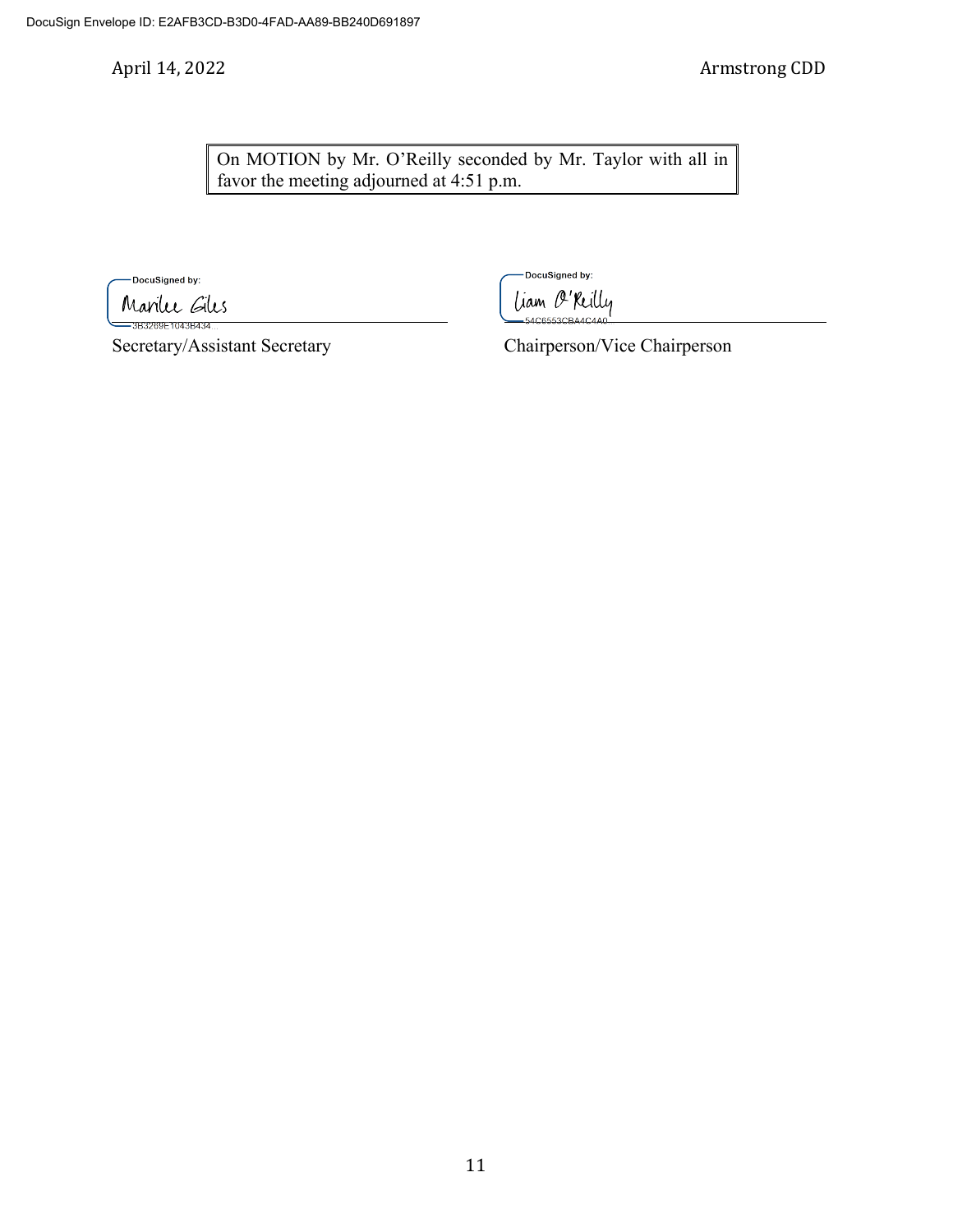On MOTION by Mr. O'Reilly seconded by Mr. Taylor with all in favor the meeting adjourned at 4:51 p.m.

DocuSigned by:
Marilee Giles
3B3269E1043B434...

Secretary/Assistant Secretary

DocuSigned by:
Liam O'Reilly
54C6553CBA4C4A0...

Chairperson/Vice Chairperson